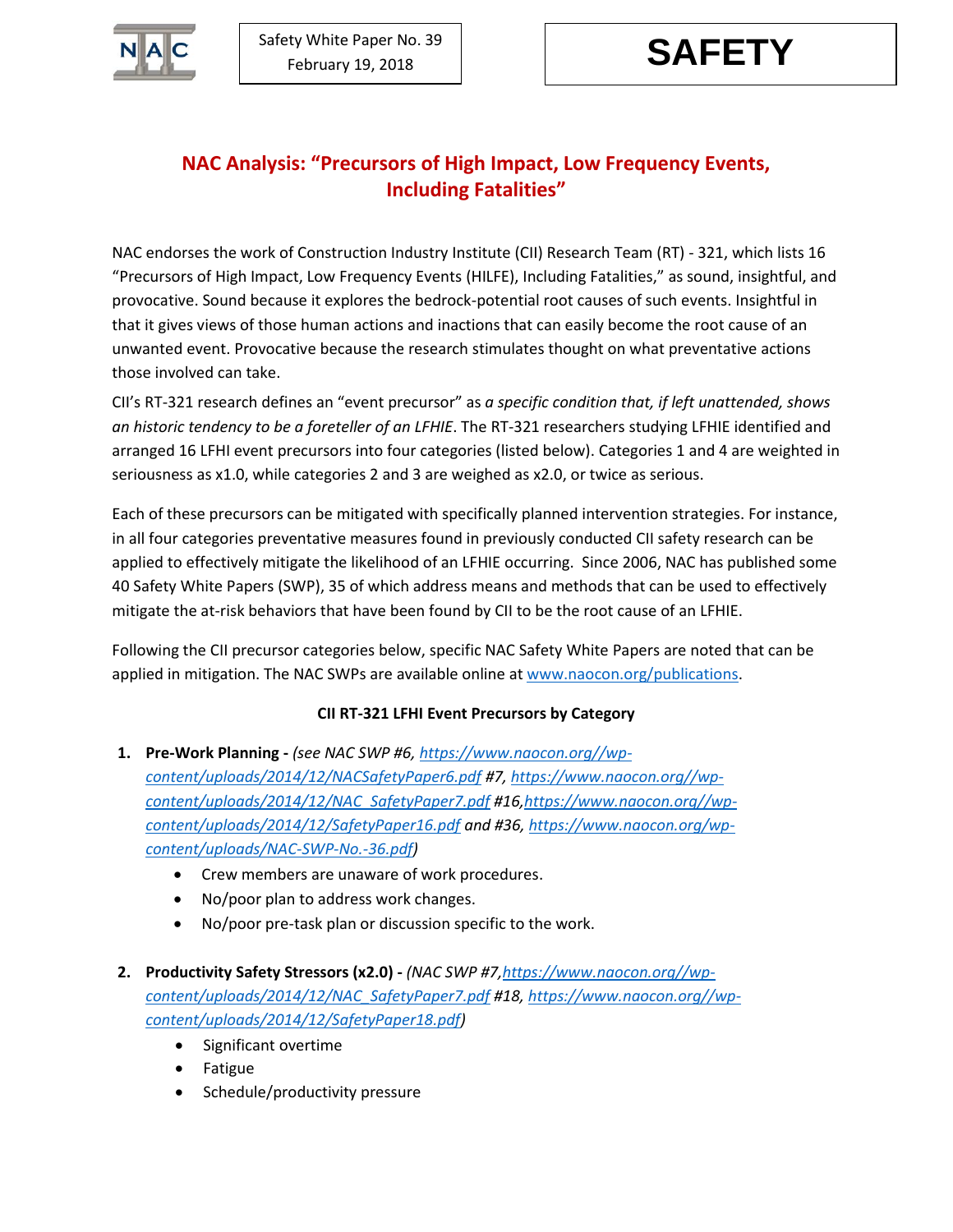NAC

Safety White Paper No. 39
February 19, 2018

**SAFETY**

# NAC Analysis: "Precursors of High Impact, Low Frequency Events, Including Fatalities"

NAC endorses the work of Construction Industry Institute (CII) Research Team (RT) - 321, which lists 16 "Precursors of High Impact, Low Frequency Events (HILFE), Including Fatalities," as sound, insightful, and provocative. Sound because it explores the bedrock-potential root causes of such events. Insightful in that it gives views of those human actions and inactions that can easily become the root cause of an unwanted event. Provocative because the research stimulates thought on what preventative actions those involved can take.

CII's RT-321 research defines an "event precursor" as *a specific condition that, if left unattended, shows an historic tendency to be a foreteller of an LFHIE*. The RT-321 researchers studying LFHIE identified and arranged 16 LFHI event precursors into four categories (listed below). Categories 1 and 4 are weighted in seriousness as x1.0, while categories 2 and 3 are weighed as x2.0, or twice as serious.

Each of these precursors can be mitigated with specifically planned intervention strategies. For instance, in all four categories preventative measures found in previously conducted CII safety research can be applied to effectively mitigate the likelihood of an LFHIE occurring. Since 2006, NAC has published some 40 Safety White Papers (SWP), 35 of which address means and methods that can be used to effectively mitigate the at-risk behaviors that have been found by CII to be the root cause of an LFHIE.

Following the CII precursor categories below, specific NAC Safety White Papers are noted that can be applied in mitigation. The NAC SWPs are available online at [www.naocon.org/publications](www.naocon.org/publications).

**CII RT-321 LFHI Event Precursors by Category**

1. **Pre-Work Planning -** *(see NAC SWP #6, [https://www.naocon.org//wp-content/uploads/2014/12/NACSafetyPaper6.pdf](https://www.naocon.org//wp-content/uploads/2014/12/NACSafetyPaper6.pdf) #7, [https://www.naocon.org//wp-content/uploads/2014/12/NAC_SafetyPaper7.pdf](https://www.naocon.org//wp-content/uploads/2014/12/NAC_SafetyPaper7.pdf) #16,[https://www.naocon.org//wp-content/uploads/2014/12/SafetyPaper16.pdf](https://www.naocon.org//wp-content/uploads/2014/12/SafetyPaper16.pdf) and #36, [https://www.naocon.org/wp-content/uploads/NAC-SWP-No.-36.pdf](https://www.naocon.org/wp-content/uploads/NAC-SWP-No.-36.pdf))*
   - Crew members are unaware of work procedures.
   - No/poor plan to address work changes.
   - No/poor pre-task plan or discussion specific to the work.

2. **Productivity Safety Stressors (x2.0) -** *(NAC SWP #7,[https://www.naocon.org//wp-content/uploads/2014/12/NAC_SafetyPaper7.pdf](https://www.naocon.org//wp-content/uploads/2014/12/NAC_SafetyPaper7.pdf) #18, [https://www.naocon.org//wp-content/uploads/2014/12/SafetyPaper18.pdf](https://www.naocon.org//wp-content/uploads/2014/12/SafetyPaper18.pdf))*
   - Significant overtime
   - Fatigue
   - Schedule/productivity pressure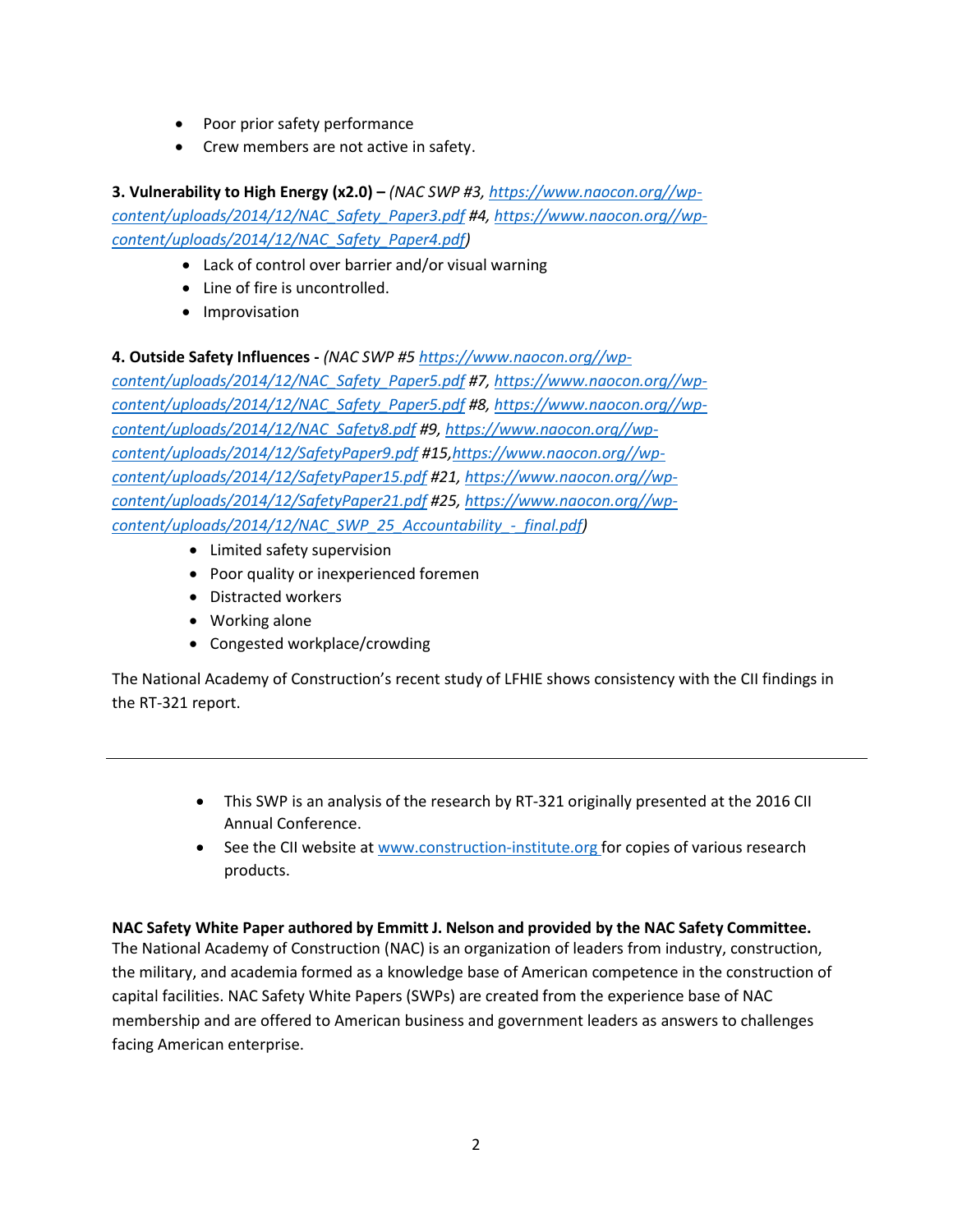- Poor prior safety performance
- Crew members are not active in safety.

**3. Vulnerability to High Energy (x2.0) –** *(NAC SWP #3, [https://www.naocon.org//wp-content/uploads/2014/12/NAC_Safety_Paper3.pdf](https://www.naocon.org//wp-content/uploads/2014/12/NAC_Safety_Paper3.pdf) #4, [https://www.naocon.org//wp-content/uploads/2014/12/NAC_Safety_Paper4.pdf](https://www.naocon.org//wp-content/uploads/2014/12/NAC_Safety_Paper4.pdf))*

- Lack of control over barrier and/or visual warning
- Line of fire is uncontrolled.
- Improvisation

**4. Outside Safety Influences -** *(NAC SWP #5 [https://www.naocon.org//wp-content/uploads/2014/12/NAC_Safety_Paper5.pdf](https://www.naocon.org//wp-content/uploads/2014/12/NAC_Safety_Paper5.pdf) #7, [https://www.naocon.org//wp-content/uploads/2014/12/NAC_Safety_Paper5.pdf](https://www.naocon.org//wp-content/uploads/2014/12/NAC_Safety_Paper5.pdf) #8, [https://www.naocon.org//wp-content/uploads/2014/12/NAC_Safety8.pdf](https://www.naocon.org//wp-content/uploads/2014/12/NAC_Safety8.pdf) #9, [https://www.naocon.org//wp-content/uploads/2014/12/SafetyPaper9.pdf](https://www.naocon.org//wp-content/uploads/2014/12/SafetyPaper9.pdf) #15,[https://www.naocon.org//wp-content/uploads/2014/12/SafetyPaper15.pdf](https://www.naocon.org//wp-content/uploads/2014/12/SafetyPaper15.pdf) #21, [https://www.naocon.org//wp-content/uploads/2014/12/SafetyPaper21.pdf](https://www.naocon.org//wp-content/uploads/2014/12/SafetyPaper21.pdf) #25, [https://www.naocon.org//wp-content/uploads/2014/12/NAC_SWP_25_Accountability_-_final.pdf](https://www.naocon.org//wp-content/uploads/2014/12/NAC_SWP_25_Accountability_-_final.pdf))*

- Limited safety supervision
- Poor quality or inexperienced foremen
- Distracted workers
- Working alone
- Congested workplace/crowding

The National Academy of Construction's recent study of LFHIE shows consistency with the CII findings in the RT-321 report.

---

- This SWP is an analysis of the research by RT-321 originally presented at the 2016 CII Annual Conference.
- See the CII website at [www.construction-institute.org](http://www.construction-institute.org) for copies of various research products.

**NAC Safety White Paper authored by Emmitt J. Nelson and provided by the NAC Safety Committee.**
The National Academy of Construction (NAC) is an organization of leaders from industry, construction, the military, and academia formed as a knowledge base of American competence in the construction of capital facilities. NAC Safety White Papers (SWPs) are created from the experience base of NAC membership and are offered to American business and government leaders as answers to challenges facing American enterprise.